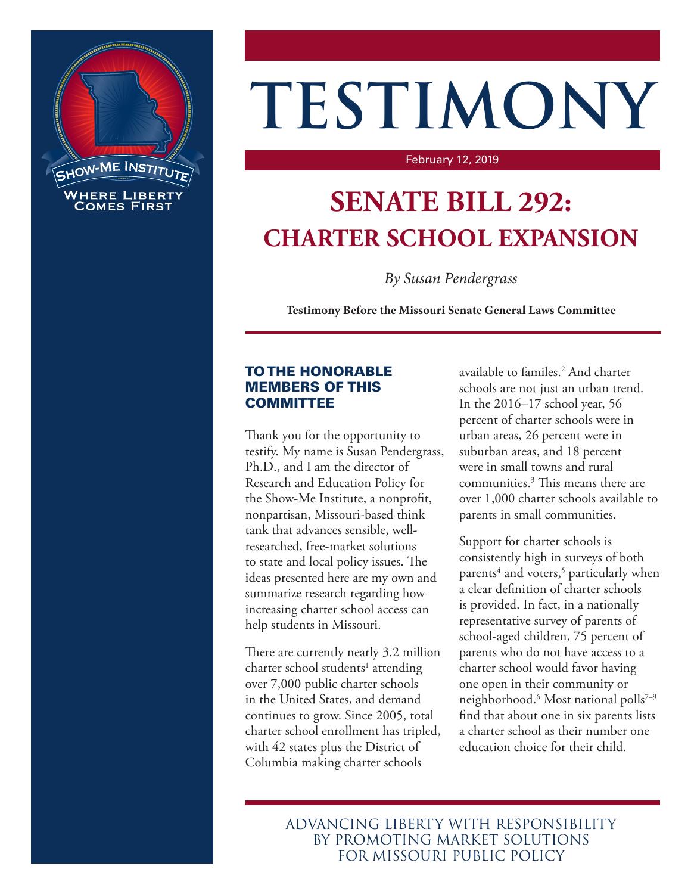# TESTIMONY

February 12, 2019

## SENATE BILL 292: CHARTER SCHOOL EXPANSION

*By Susan Pendergrass*

**Testimony Before the Missouri Senate General Laws Committee**

### TO THE HONORABLE MEMBERS OF THIS COMMITTEE

Thank you for the opportunity to testify. My name is Susan Pendergrass, Ph.D., and I am the director of Research and Education Policy for the Show-Me Institute, a nonprofit, nonpartisan, Missouri-based think tank that advances sensible, well-researched, free-market solutions to state and local policy issues. The ideas presented here are my own and summarize research regarding how increasing charter school access can help students in Missouri.

There are currently nearly 3.2 million charter school students[1] attending over 7,000 public charter schools in the United States, and demand continues to grow. Since 2005, total charter school enrollment has tripled, with 42 states plus the District of Columbia making charter schools available to familes.[2] And charter schools are not just an urban trend. In the 2016–17 school year, 56 percent of charter schools were in urban areas, 26 percent were in suburban areas, and 18 percent were in small towns and rural communities.[3] This means there are over 1,000 charter schools available to parents in small communities.

Support for charter schools is consistently high in surveys of both parents[4] and voters,[5] particularly when a clear definition of charter schools is provided. In fact, in a nationally representative survey of parents of school-aged children, 75 percent of parents who do not have access to a charter school would favor having one open in their community or neighborhood.[6] Most national polls[7–9] find that about one in six parents lists a charter school as their number one education choice for their child.

ADVANCING LIBERTY WITH RESPONSIBILITY BY PROMOTING MARKET SOLUTIONS FOR MISSOURI PUBLIC POLICY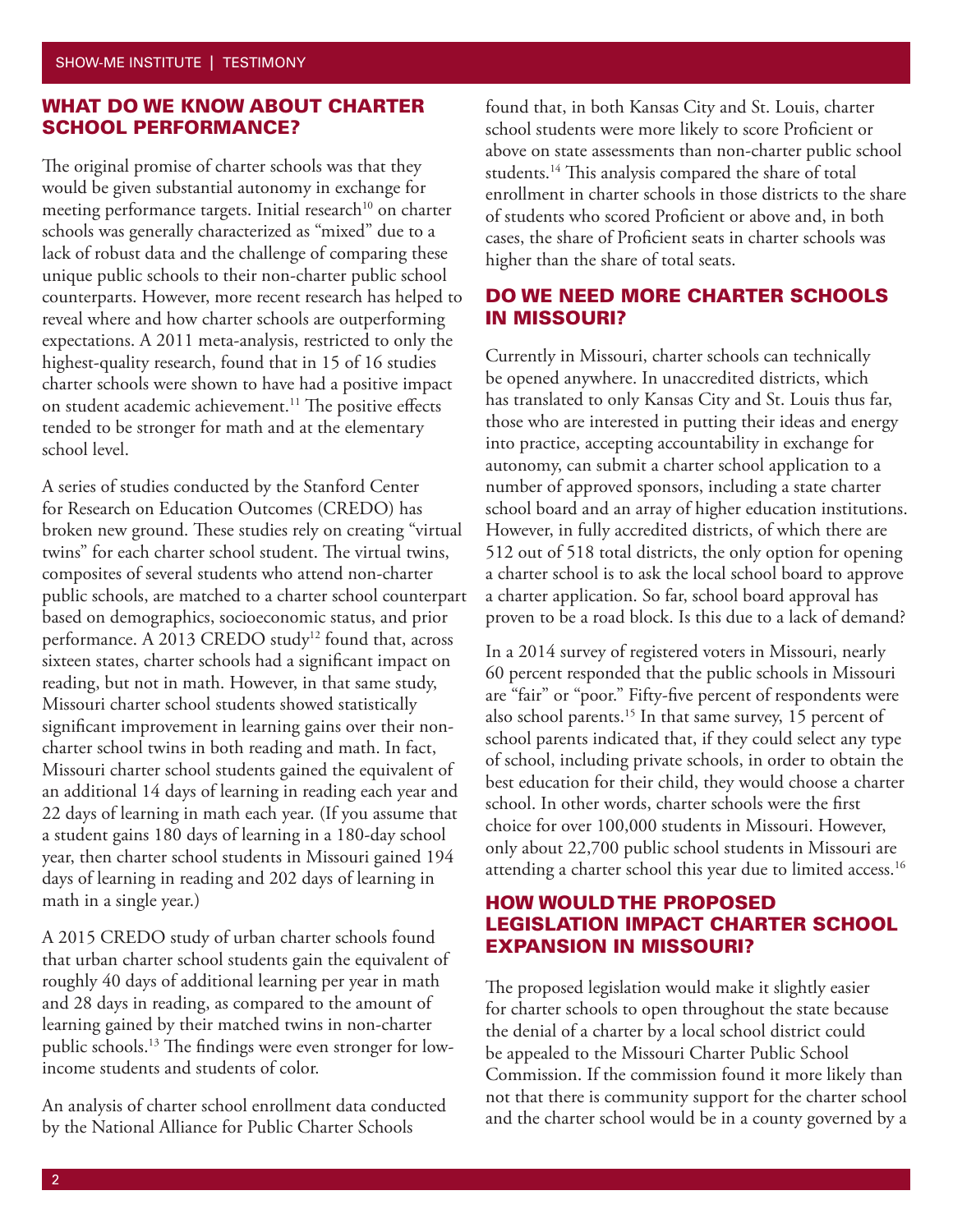## WHAT DO WE KNOW ABOUT CHARTER SCHOOL PERFORMANCE?

The original promise of charter schools was that they would be given substantial autonomy in exchange for meeting performance targets. Initial research[10] on charter schools was generally characterized as "mixed" due to a lack of robust data and the challenge of comparing these unique public schools to their non-charter public school counterparts. However, more recent research has helped to reveal where and how charter schools are outperforming expectations. A 2011 meta-analysis, restricted to only the highest-quality research, found that in 15 of 16 studies charter schools were shown to have had a positive impact on student academic achievement.[11] The positive effects tended to be stronger for math and at the elementary school level.

A series of studies conducted by the Stanford Center for Research on Education Outcomes (CREDO) has broken new ground. These studies rely on creating "virtual twins" for each charter school student. The virtual twins, composites of several students who attend non-charter public schools, are matched to a charter school counterpart based on demographics, socioeconomic status, and prior performance. A 2013 CREDO study[12] found that, across sixteen states, charter schools had a significant impact on reading, but not in math. However, in that same study, Missouri charter school students showed statistically significant improvement in learning gains over their non-charter school twins in both reading and math. In fact, Missouri charter school students gained the equivalent of an additional 14 days of learning in reading each year and 22 days of learning in math each year. (If you assume that a student gains 180 days of learning in a 180-day school year, then charter school students in Missouri gained 194 days of learning in reading and 202 days of learning in math in a single year.)

A 2015 CREDO study of urban charter schools found that urban charter school students gain the equivalent of roughly 40 days of additional learning per year in math and 28 days in reading, as compared to the amount of learning gained by their matched twins in non-charter public schools.[13] The findings were even stronger for low-income students and students of color.

An analysis of charter school enrollment data conducted by the National Alliance for Public Charter Schools found that, in both Kansas City and St. Louis, charter school students were more likely to score Proficient or above on state assessments than non-charter public school students.[14] This analysis compared the share of total enrollment in charter schools in those districts to the share of students who scored Proficient or above and, in both cases, the share of Proficient seats in charter schools was higher than the share of total seats.

## DO WE NEED MORE CHARTER SCHOOLS IN MISSOURI?

Currently in Missouri, charter schools can technically be opened anywhere. In unaccredited districts, which has translated to only Kansas City and St. Louis thus far, those who are interested in putting their ideas and energy into practice, accepting accountability in exchange for autonomy, can submit a charter school application to a number of approved sponsors, including a state charter school board and an array of higher education institutions. However, in fully accredited districts, of which there are 512 out of 518 total districts, the only option for opening a charter school is to ask the local school board to approve a charter application. So far, school board approval has proven to be a road block. Is this due to a lack of demand?

In a 2014 survey of registered voters in Missouri, nearly 60 percent responded that the public schools in Missouri are "fair" or "poor." Fifty-five percent of respondents were also school parents.[15] In that same survey, 15 percent of school parents indicated that, if they could select any type of school, including private schools, in order to obtain the best education for their child, they would choose a charter school. In other words, charter schools were the first choice for over 100,000 students in Missouri. However, only about 22,700 public school students in Missouri are attending a charter school this year due to limited access.[16]

## HOW WOULD THE PROPOSED LEGISLATION IMPACT CHARTER SCHOOL EXPANSION IN MISSOURI?

The proposed legislation would make it slightly easier for charter schools to open throughout the state because the denial of a charter by a local school district could be appealed to the Missouri Charter Public School Commission. If the commission found it more likely than not that there is community support for the charter school and the charter school would be in a county governed by a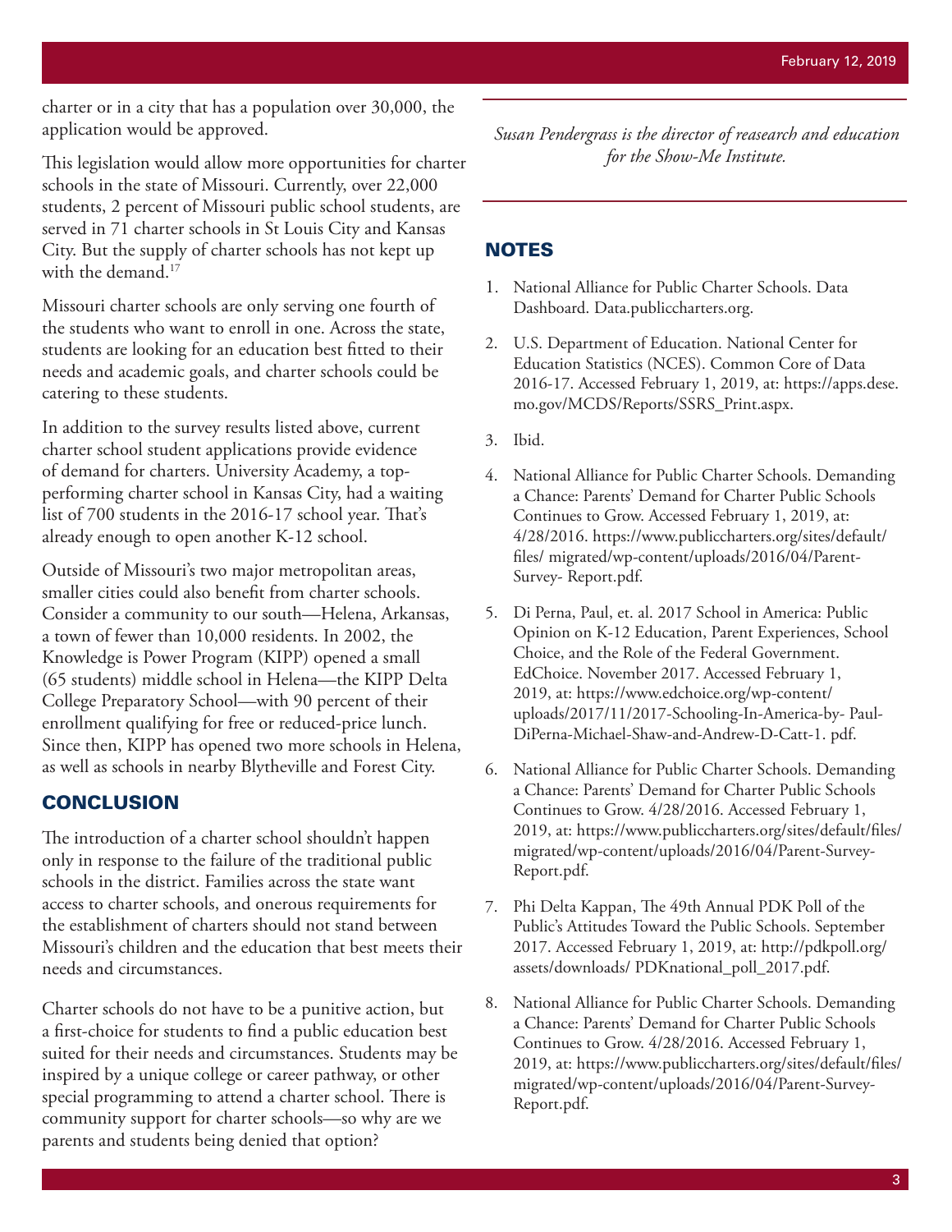charter or in a city that has a population over 30,000, the application would be approved.

This legislation would allow more opportunities for charter schools in the state of Missouri. Currently, over 22,000 students, 2 percent of Missouri public school students, are served in 71 charter schools in St Louis City and Kansas City. But the supply of charter schools has not kept up with the demand.[17]

Missouri charter schools are only serving one fourth of the students who want to enroll in one. Across the state, students are looking for an education best fitted to their needs and academic goals, and charter schools could be catering to these students.

In addition to the survey results listed above, current charter school student applications provide evidence of demand for charters. University Academy, a top-performing charter school in Kansas City, had a waiting list of 700 students in the 2016-17 school year. That's already enough to open another K-12 school.

Outside of Missouri's two major metropolitan areas, smaller cities could also benefit from charter schools. Consider a community to our south—Helena, Arkansas, a town of fewer than 10,000 residents. In 2002, the Knowledge is Power Program (KIPP) opened a small (65 students) middle school in Helena—the KIPP Delta College Preparatory School—with 90 percent of their enrollment qualifying for free or reduced-price lunch. Since then, KIPP has opened two more schools in Helena, as well as schools in nearby Blytheville and Forest City.

## CONCLUSION

The introduction of a charter school shouldn't happen only in response to the failure of the traditional public schools in the district. Families across the state want access to charter schools, and onerous requirements for the establishment of charters should not stand between Missouri's children and the education that best meets their needs and circumstances.

Charter schools do not have to be a punitive action, but a first-choice for students to find a public education best suited for their needs and circumstances. Students may be inspired by a unique college or career pathway, or other special programming to attend a charter school. There is community support for charter schools—so why are we parents and students being denied that option?

*Susan Pendergrass is the director of reasearch and education for the Show-Me Institute.*

## NOTES

1. National Alliance for Public Charter Schools. Data Dashboard. Data.publiccharters.org.
2. U.S. Department of Education. National Center for Education Statistics (NCES). Common Core of Data 2016-17. Accessed February 1, 2019, at: https://apps.dese.mo.gov/MCDS/Reports/SSRS_Print.aspx.
3. Ibid.
4. National Alliance for Public Charter Schools. Demanding a Chance: Parents' Demand for Charter Public Schools Continues to Grow. Accessed February 1, 2019, at: 4/28/2016. https://www.publiccharters.org/sites/default/files/ migrated/wp-content/uploads/2016/04/Parent-Survey- Report.pdf.
5. Di Perna, Paul, et. al. 2017 School in America: Public Opinion on K-12 Education, Parent Experiences, School Choice, and the Role of the Federal Government. EdChoice. November 2017. Accessed February 1, 2019, at: https://www.edchoice.org/wp-content/uploads/2017/11/2017-Schooling-In-America-by- Paul-DiPerna-Michael-Shaw-and-Andrew-D-Catt-1. pdf.
6. National Alliance for Public Charter Schools. Demanding a Chance: Parents' Demand for Charter Public Schools Continues to Grow. 4/28/2016. Accessed February 1, 2019, at: https://www.publiccharters.org/sites/default/files/migrated/wp-content/uploads/2016/04/Parent-Survey-Report.pdf.
7. Phi Delta Kappan, The 49th Annual PDK Poll of the Public's Attitudes Toward the Public Schools. September 2017. Accessed February 1, 2019, at: http://pdkpoll.org/assets/downloads/ PDKnational_poll_2017.pdf.
8. National Alliance for Public Charter Schools. Demanding a Chance: Parents' Demand for Charter Public Schools Continues to Grow. 4/28/2016. Accessed February 1, 2019, at: https://www.publiccharters.org/sites/default/files/migrated/wp-content/uploads/2016/04/Parent-Survey-Report.pdf.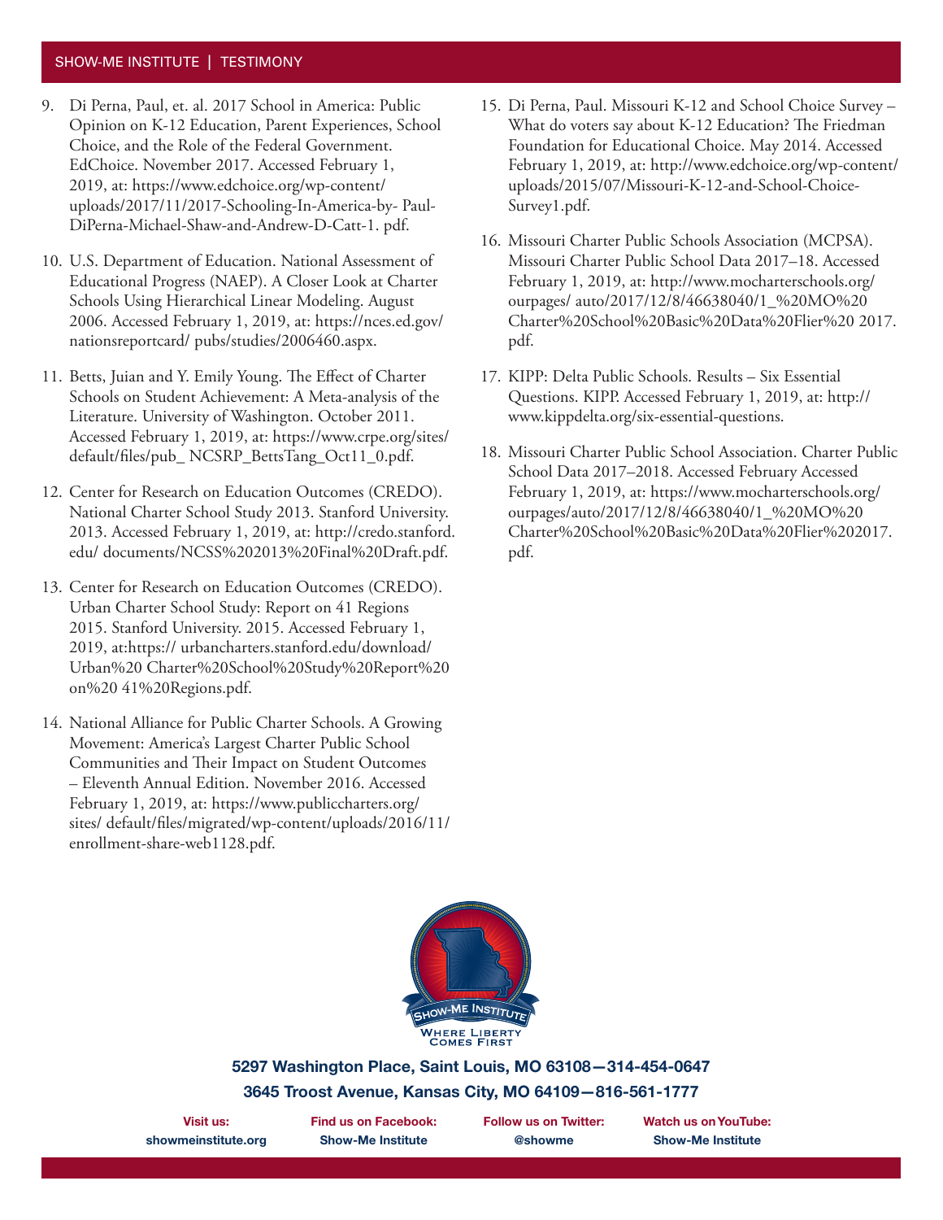9. Di Perna, Paul, et. al. 2017 School in America: Public Opinion on K-12 Education, Parent Experiences, School Choice, and the Role of the Federal Government. EdChoice. November 2017. Accessed February 1, 2019, at: https://www.edchoice.org/wp-content/uploads/2017/11/2017-Schooling-In-America-by- Paul-DiPerna-Michael-Shaw-and-Andrew-D-Catt-1. pdf.

10. U.S. Department of Education. National Assessment of Educational Progress (NAEP). A Closer Look at Charter Schools Using Hierarchical Linear Modeling. August 2006. Accessed February 1, 2019, at: https://nces.ed.gov/nationsreportcard/ pubs/studies/2006460.aspx.

11. Betts, Juian and Y. Emily Young. The Effect of Charter Schools on Student Achievement: A Meta-analysis of the Literature. University of Washington. October 2011. Accessed February 1, 2019, at: https://www.crpe.org/sites/default/files/pub_ NCSRP_BettsTang_Oct11_0.pdf.

12. Center for Research on Education Outcomes (CREDO). National Charter School Study 2013. Stanford University. 2013. Accessed February 1, 2019, at: http://credo.stanford.edu/ documents/NCSS%202013%20Final%20Draft.pdf.

13. Center for Research on Education Outcomes (CREDO). Urban Charter School Study: Report on 41 Regions 2015. Stanford University. 2015. Accessed February 1, 2019, at:https:// urbancharters.stanford.edu/download/Urban%20 Charter%20School%20Study%20Report%20 on%20 41%20Regions.pdf.

14. National Alliance for Public Charter Schools. A Growing Movement: America's Largest Charter Public School Communities and Their Impact on Student Outcomes – Eleventh Annual Edition. November 2016. Accessed February 1, 2019, at: https://www.publiccharters.org/sites/ default/files/migrated/wp-content/uploads/2016/11/enrollment-share-web1128.pdf.

15. Di Perna, Paul. Missouri K-12 and School Choice Survey – What do voters say about K-12 Education? The Friedman Foundation for Educational Choice. May 2014. Accessed February 1, 2019, at: http://www.edchoice.org/wp-content/uploads/2015/07/Missouri-K-12-and-School-Choice-Survey1.pdf.

16. Missouri Charter Public Schools Association (MCPSA). Missouri Charter Public School Data 2017–18. Accessed February 1, 2019, at: http://www.mocharterschools.org/ourpages/ auto/2017/12/8/46638040/1_%20MO%20 Charter%20School%20Basic%20Data%20Flier%20 2017. pdf.

17. KIPP: Delta Public Schools. Results – Six Essential Questions. KIPP. Accessed February 1, 2019, at: http:// www.kippdelta.org/six-essential-questions.

18. Missouri Charter Public School Association. Charter Public School Data 2017–2018. Accessed February Accessed February 1, 2019, at: https://www.mocharterschools.org/ourpages/auto/2017/12/8/46638040/1_%20MO%20 Charter%20School%20Basic%20Data%20Flier%202017. pdf.

SHOW-ME INSTITUTE

WHERE LIBERTY COMES FIRST

**5297 Washington Place, Saint Louis, MO 63108—314-454-0647**

**3645 Troost Avenue, Kansas City, MO 64109—816-561-1777**

**Visit us:** showmeinstitute.org | **Find us on Facebook:** Show-Me Institute | **Follow us on Twitter:** @showme | **Watch us on YouTube:** Show-Me Institute